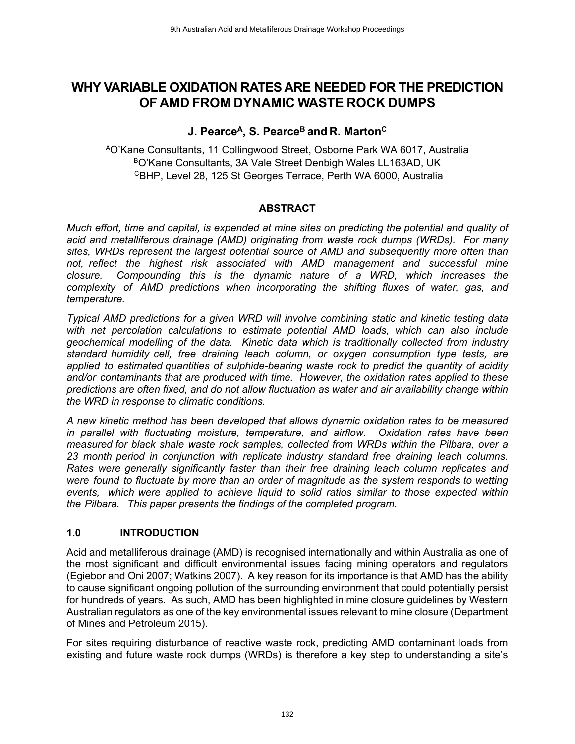# WHY VARIABLE OXIDATION RATES ARE NEEDED FOR THE PREDICTION OF AMD FROM DYNAMIC WASTE ROCK DUMPS

**J. Pearce[A], S. Pearce[B] and R. Marton[C]**

[A]O'Kane Consultants, 11 Collingwood Street, Osborne Park WA 6017, Australia
[B]O'Kane Consultants, 3A Vale Street Denbigh Wales LL163AD, UK
[C]BHP, Level 28, 125 St Georges Terrace, Perth WA 6000, Australia

## ABSTRACT

*Much effort, time and capital, is expended at mine sites on predicting the potential and quality of acid and metalliferous drainage (AMD) originating from waste rock dumps (WRDs). For many sites, WRDs represent the largest potential source of AMD and subsequently more often than not, reflect the highest risk associated with AMD management and successful mine closure. Compounding this is the dynamic nature of a WRD, which increases the complexity of AMD predictions when incorporating the shifting fluxes of water, gas, and temperature.*

*Typical AMD predictions for a given WRD will involve combining static and kinetic testing data with net percolation calculations to estimate potential AMD loads, which can also include geochemical modelling of the data. Kinetic data which is traditionally collected from industry standard humidity cell, free draining leach column, or oxygen consumption type tests, are applied to estimated quantities of sulphide-bearing waste rock to predict the quantity of acidity and/or contaminants that are produced with time. However, the oxidation rates applied to these predictions are often fixed, and do not allow fluctuation as water and air availability change within the WRD in response to climatic conditions.*

*A new kinetic method has been developed that allows dynamic oxidation rates to be measured in parallel with fluctuating moisture, temperature, and airflow. Oxidation rates have been measured for black shale waste rock samples, collected from WRDs within the Pilbara, over a 23 month period in conjunction with replicate industry standard free draining leach columns. Rates were generally significantly faster than their free draining leach column replicates and were found to fluctuate by more than an order of magnitude as the system responds to wetting events, which were applied to achieve liquid to solid ratios similar to those expected within the Pilbara. This paper presents the findings of the completed program.*

## 1.0 INTRODUCTION

Acid and metalliferous drainage (AMD) is recognised internationally and within Australia as one of the most significant and difficult environmental issues facing mining operators and regulators (Egiebor and Oni 2007; Watkins 2007). A key reason for its importance is that AMD has the ability to cause significant ongoing pollution of the surrounding environment that could potentially persist for hundreds of years. As such, AMD has been highlighted in mine closure guidelines by Western Australian regulators as one of the key environmental issues relevant to mine closure (Department of Mines and Petroleum 2015).

For sites requiring disturbance of reactive waste rock, predicting AMD contaminant loads from existing and future waste rock dumps (WRDs) is therefore a key step to understanding a site's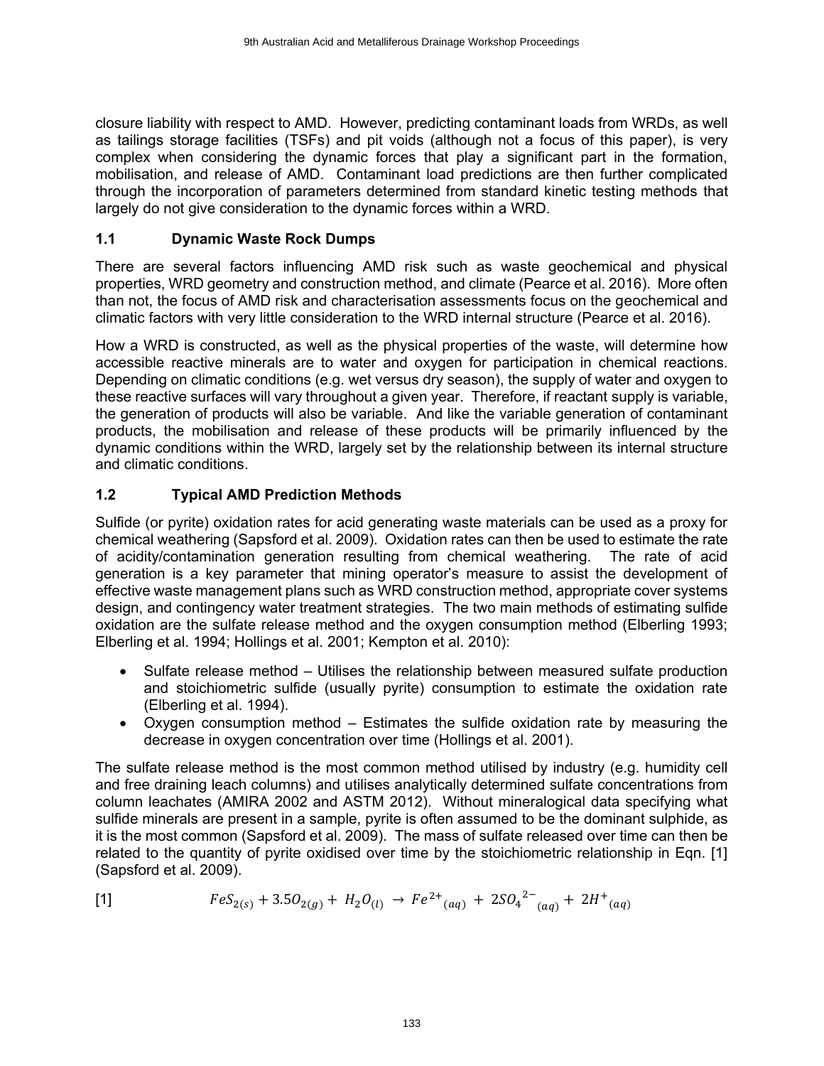closure liability with respect to AMD. However, predicting contaminant loads from WRDs, as well as tailings storage facilities (TSFs) and pit voids (although not a focus of this paper), is very complex when considering the dynamic forces that play a significant part in the formation, mobilisation, and release of AMD. Contaminant load predictions are then further complicated through the incorporation of parameters determined from standard kinetic testing methods that largely do not give consideration to the dynamic forces within a WRD.

## 1.1 Dynamic Waste Rock Dumps

There are several factors influencing AMD risk such as waste geochemical and physical properties, WRD geometry and construction method, and climate (Pearce et al. 2016). More often than not, the focus of AMD risk and characterisation assessments focus on the geochemical and climatic factors with very little consideration to the WRD internal structure (Pearce et al. 2016).

How a WRD is constructed, as well as the physical properties of the waste, will determine how accessible reactive minerals are to water and oxygen for participation in chemical reactions. Depending on climatic conditions (e.g. wet versus dry season), the supply of water and oxygen to these reactive surfaces will vary throughout a given year. Therefore, if reactant supply is variable, the generation of products will also be variable. And like the variable generation of contaminant products, the mobilisation and release of these products will be primarily influenced by the dynamic conditions within the WRD, largely set by the relationship between its internal structure and climatic conditions.

## 1.2 Typical AMD Prediction Methods

Sulfide (or pyrite) oxidation rates for acid generating waste materials can be used as a proxy for chemical weathering (Sapsford et al. 2009). Oxidation rates can then be used to estimate the rate of acidity/contamination generation resulting from chemical weathering. The rate of acid generation is a key parameter that mining operator's measure to assist the development of effective waste management plans such as WRD construction method, appropriate cover systems design, and contingency water treatment strategies. The two main methods of estimating sulfide oxidation are the sulfate release method and the oxygen consumption method (Elberling 1993; Elberling et al. 1994; Hollings et al. 2001; Kempton et al. 2010):

- Sulfate release method – Utilises the relationship between measured sulfate production and stoichiometric sulfide (usually pyrite) consumption to estimate the oxidation rate (Elberling et al. 1994).
- Oxygen consumption method – Estimates the sulfide oxidation rate by measuring the decrease in oxygen concentration over time (Hollings et al. 2001).

The sulfate release method is the most common method utilised by industry (e.g. humidity cell and free draining leach columns) and utilises analytically determined sulfate concentrations from column leachates (AMIRA 2002 and ASTM 2012). Without mineralogical data specifying what sulfide minerals are present in a sample, pyrite is often assumed to be the dominant sulphide, as it is the most common (Sapsford et al. 2009). The mass of sulfate released over time can then be related to the quantity of pyrite oxidised over time by the stoichiometric relationship in Eqn. [1] (Sapsford et al. 2009).

[1] $$FeS_{2(s)} + 3.5O_{2(g)} + H_2O_{(l)} \rightarrow Fe^{2+}{}_{(aq)} + 2SO_4{}^{2-}{}_{(aq)} + 2H^{+}{}_{(aq)}$$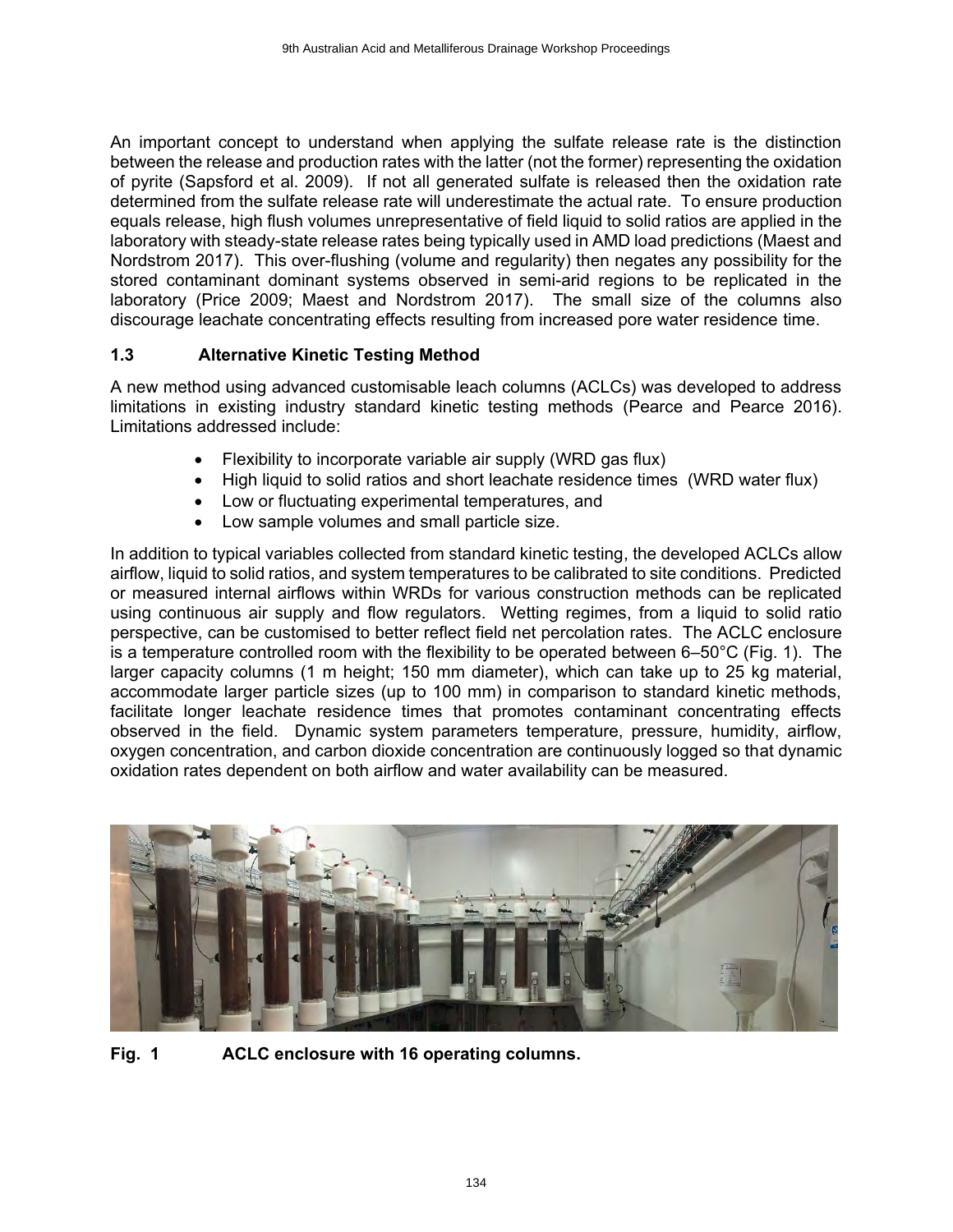An important concept to understand when applying the sulfate release rate is the distinction between the release and production rates with the latter (not the former) representing the oxidation of pyrite (Sapsford et al. 2009). If not all generated sulfate is released then the oxidation rate determined from the sulfate release rate will underestimate the actual rate. To ensure production equals release, high flush volumes unrepresentative of field liquid to solid ratios are applied in the laboratory with steady-state release rates being typically used in AMD load predictions (Maest and Nordstrom 2017). This over-flushing (volume and regularity) then negates any possibility for the stored contaminant dominant systems observed in semi-arid regions to be replicated in the laboratory (Price 2009; Maest and Nordstrom 2017). The small size of the columns also discourage leachate concentrating effects resulting from increased pore water residence time.

### 1.3 Alternative Kinetic Testing Method

A new method using advanced customisable leach columns (ACLCs) was developed to address limitations in existing industry standard kinetic testing methods (Pearce and Pearce 2016). Limitations addressed include:

- Flexibility to incorporate variable air supply (WRD gas flux)
- High liquid to solid ratios and short leachate residence times (WRD water flux)
- Low or fluctuating experimental temperatures, and
- Low sample volumes and small particle size.

In addition to typical variables collected from standard kinetic testing, the developed ACLCs allow airflow, liquid to solid ratios, and system temperatures to be calibrated to site conditions. Predicted or measured internal airflows within WRDs for various construction methods can be replicated using continuous air supply and flow regulators. Wetting regimes, from a liquid to solid ratio perspective, can be customised to better reflect field net percolation rates. The ACLC enclosure is a temperature controlled room with the flexibility to be operated between 6–50°C (Fig. 1). The larger capacity columns (1 m height; 150 mm diameter), which can take up to 25 kg material, accommodate larger particle sizes (up to 100 mm) in comparison to standard kinetic methods, facilitate longer leachate residence times that promotes contaminant concentrating effects observed in the field. Dynamic system parameters temperature, pressure, humidity, airflow, oxygen concentration, and carbon dioxide concentration are continuously logged so that dynamic oxidation rates dependent on both airflow and water availability can be measured.

**Fig. 1 ACLC enclosure with 16 operating columns.**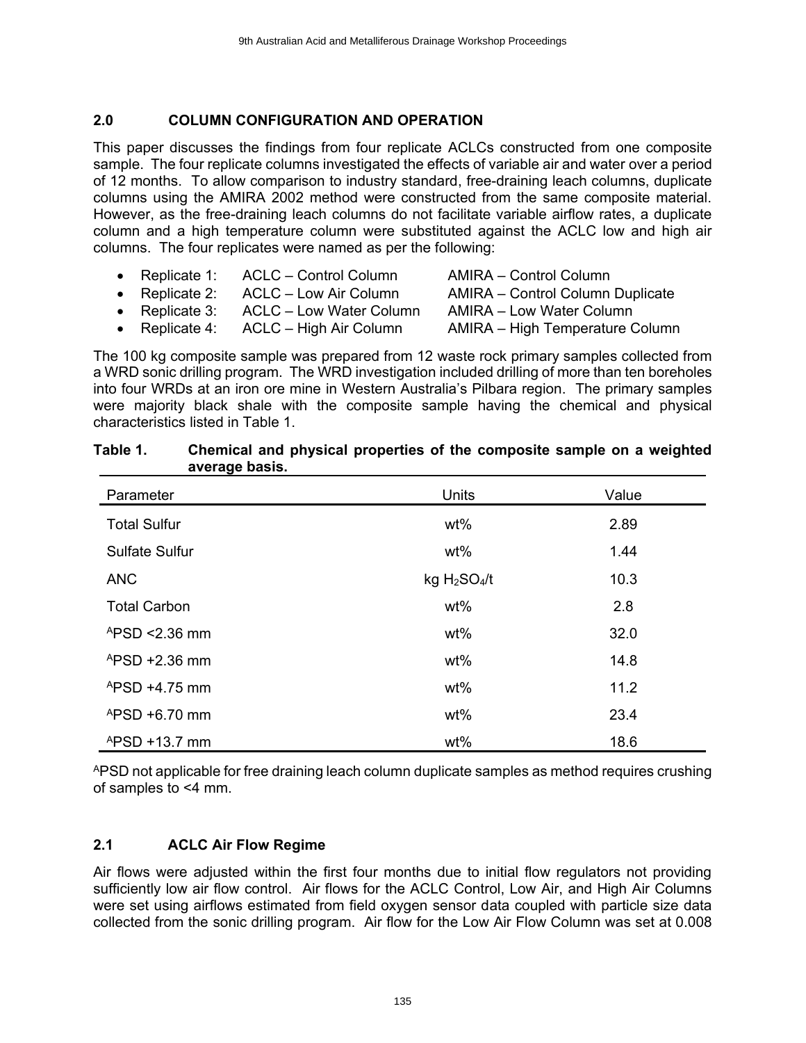## 2.0 COLUMN CONFIGURATION AND OPERATION

This paper discusses the findings from four replicate ACLCs constructed from one composite sample. The four replicate columns investigated the effects of variable air and water over a period of 12 months. To allow comparison to industry standard, free-draining leach columns, duplicate columns using the AMIRA 2002 method were constructed from the same composite material. However, as the free-draining leach columns do not facilitate variable airflow rates, a duplicate column and a high temperature column were substituted against the ACLC low and high air columns. The four replicates were named as per the following:

- Replicate 1: ACLC – Control Column AMIRA – Control Column
- Replicate 2: ACLC – Low Air Column AMIRA – Control Column Duplicate
- Replicate 3: ACLC – Low Water Column AMIRA – Low Water Column
- Replicate 4: ACLC – High Air Column AMIRA – High Temperature Column

The 100 kg composite sample was prepared from 12 waste rock primary samples collected from a WRD sonic drilling program. The WRD investigation included drilling of more than ten boreholes into four WRDs at an iron ore mine in Western Australia's Pilbara region. The primary samples were majority black shale with the composite sample having the chemical and physical characteristics listed in Table 1.

**Table 1. Chemical and physical properties of the composite sample on a weighted average basis.**

| Parameter | Units | Value |
|---|---|---|
| Total Sulfur | wt% | 2.89 |
| Sulfate Sulfur | wt% | 1.44 |
| ANC | kg $H_2SO_4$/t | 10.3 |
| Total Carbon | wt% | 2.8 |
| [A]PSD <2.36 mm | wt% | 32.0 |
| [A]PSD +2.36 mm | wt% | 14.8 |
| [A]PSD +4.75 mm | wt% | 11.2 |
| [A]PSD +6.70 mm | wt% | 23.4 |
| [A]PSD +13.7 mm | wt% | 18.6 |

[A]PSD not applicable for free draining leach column duplicate samples as method requires crushing of samples to <4 mm.

### 2.1 ACLC Air Flow Regime

Air flows were adjusted within the first four months due to initial flow regulators not providing sufficiently low air flow control. Air flows for the ACLC Control, Low Air, and High Air Columns were set using airflows estimated from field oxygen sensor data coupled with particle size data collected from the sonic drilling program. Air flow for the Low Air Flow Column was set at 0.008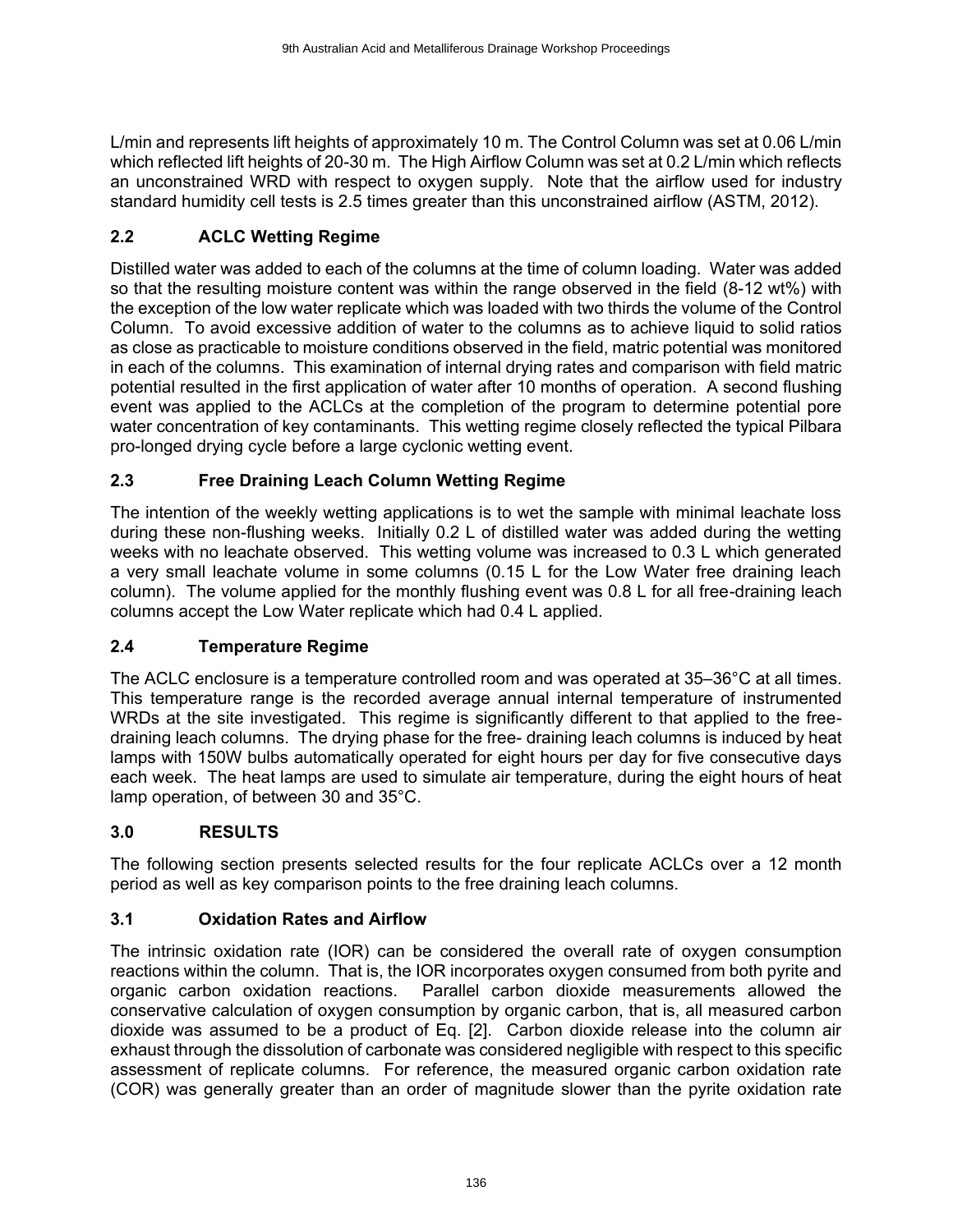L/min and represents lift heights of approximately 10 m. The Control Column was set at 0.06 L/min which reflected lift heights of 20-30 m. The High Airflow Column was set at 0.2 L/min which reflects an unconstrained WRD with respect to oxygen supply. Note that the airflow used for industry standard humidity cell tests is 2.5 times greater than this unconstrained airflow (ASTM, 2012).

## 2.2 ACLC Wetting Regime

Distilled water was added to each of the columns at the time of column loading. Water was added so that the resulting moisture content was within the range observed in the field (8-12 wt%) with the exception of the low water replicate which was loaded with two thirds the volume of the Control Column. To avoid excessive addition of water to the columns as to achieve liquid to solid ratios as close as practicable to moisture conditions observed in the field, matric potential was monitored in each of the columns. This examination of internal drying rates and comparison with field matric potential resulted in the first application of water after 10 months of operation. A second flushing event was applied to the ACLCs at the completion of the program to determine potential pore water concentration of key contaminants. This wetting regime closely reflected the typical Pilbara pro-longed drying cycle before a large cyclonic wetting event.

## 2.3 Free Draining Leach Column Wetting Regime

The intention of the weekly wetting applications is to wet the sample with minimal leachate loss during these non-flushing weeks. Initially 0.2 L of distilled water was added during the wetting weeks with no leachate observed. This wetting volume was increased to 0.3 L which generated a very small leachate volume in some columns (0.15 L for the Low Water free draining leach column). The volume applied for the monthly flushing event was 0.8 L for all free-draining leach columns accept the Low Water replicate which had 0.4 L applied.

## 2.4 Temperature Regime

The ACLC enclosure is a temperature controlled room and was operated at 35–36°C at all times. This temperature range is the recorded average annual internal temperature of instrumented WRDs at the site investigated. This regime is significantly different to that applied to the free-draining leach columns. The drying phase for the free- draining leach columns is induced by heat lamps with 150W bulbs automatically operated for eight hours per day for five consecutive days each week. The heat lamps are used to simulate air temperature, during the eight hours of heat lamp operation, of between 30 and 35°C.

# 3.0 RESULTS

The following section presents selected results for the four replicate ACLCs over a 12 month period as well as key comparison points to the free draining leach columns.

## 3.1 Oxidation Rates and Airflow

The intrinsic oxidation rate (IOR) can be considered the overall rate of oxygen consumption reactions within the column. That is, the IOR incorporates oxygen consumed from both pyrite and organic carbon oxidation reactions. Parallel carbon dioxide measurements allowed the conservative calculation of oxygen consumption by organic carbon, that is, all measured carbon dioxide was assumed to be a product of Eq. [2]. Carbon dioxide release into the column air exhaust through the dissolution of carbonate was considered negligible with respect to this specific assessment of replicate columns. For reference, the measured organic carbon oxidation rate (COR) was generally greater than an order of magnitude slower than the pyrite oxidation rate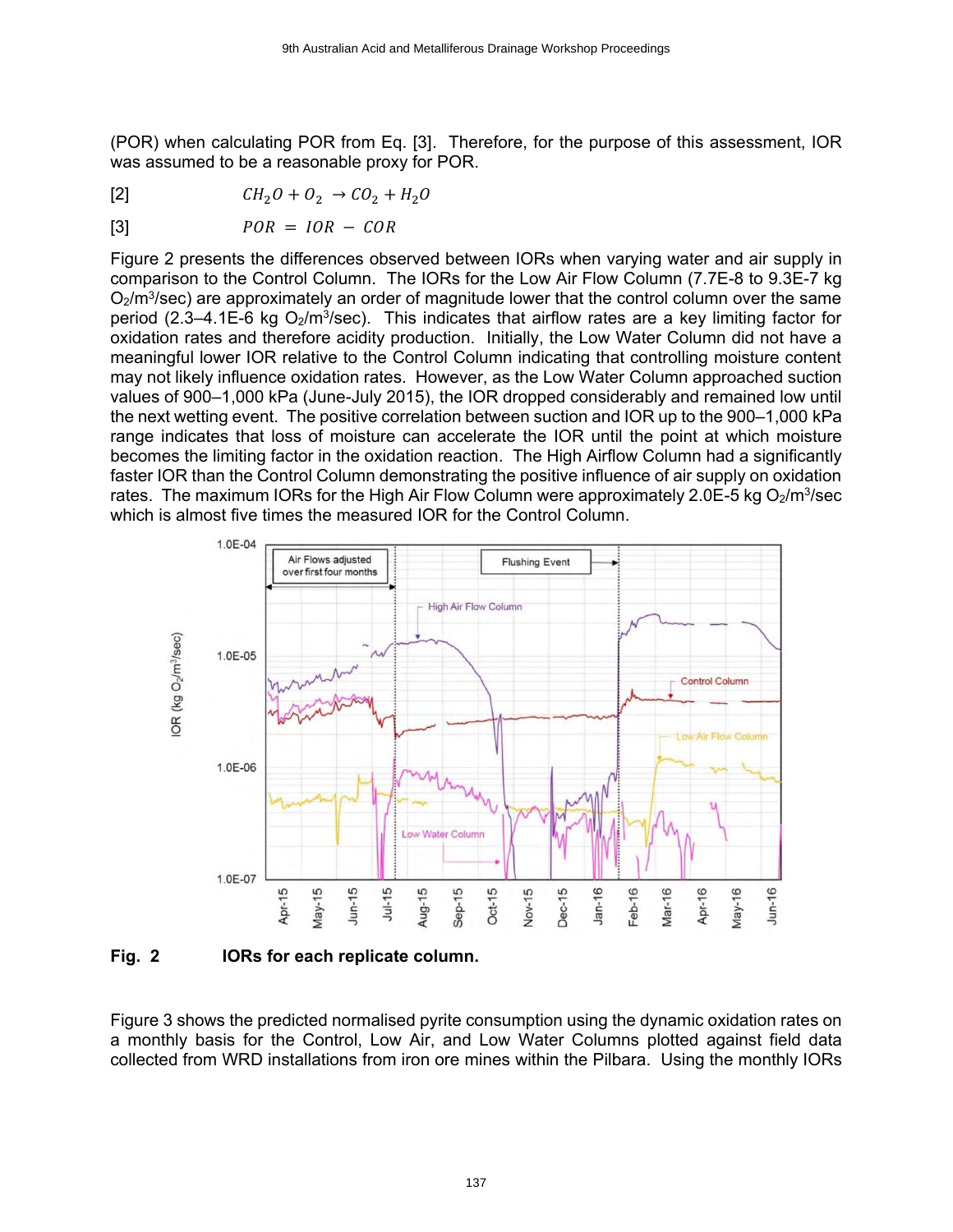(POR) when calculating POR from Eq. [3]. Therefore, for the purpose of this assessment, IOR was assumed to be a reasonable proxy for POR.

[2] $$CH_2O + O_2 \rightarrow CO_2 + H_2O$$

[3] $$POR = IOR - COR$$

Figure 2 presents the differences observed between IORs when varying water and air supply in comparison to the Control Column. The IORs for the Low Air Flow Column (7.7E-8 to 9.3E-7 kg $O_2/m^3/sec$) are approximately an order of magnitude lower that the control column over the same period (2.3–4.1E-6 kg $O_2/m^3/sec$). This indicates that airflow rates are a key limiting factor for oxidation rates and therefore acidity production. Initially, the Low Water Column did not have a meaningful lower IOR relative to the Control Column indicating that controlling moisture content may not likely influence oxidation rates. However, as the Low Water Column approached suction values of 900–1,000 kPa (June-July 2015), the IOR dropped considerably and remained low until the next wetting event. The positive correlation between suction and IOR up to the 900–1,000 kPa range indicates that loss of moisture can accelerate the IOR until the point at which moisture becomes the limiting factor in the oxidation reaction. The High Airflow Column had a significantly faster IOR than the Control Column demonstrating the positive influence of air supply on oxidation rates. The maximum IORs for the High Air Flow Column were approximately 2.0E-5 kg $O_2/m^3/sec$ which is almost five times the measured IOR for the Control Column.

**Fig. 2** **IORs for each replicate column.**

Figure 3 shows the predicted normalised pyrite consumption using the dynamic oxidation rates on a monthly basis for the Control, Low Air, and Low Water Columns plotted against field data collected from WRD installations from iron ore mines within the Pilbara. Using the monthly IORs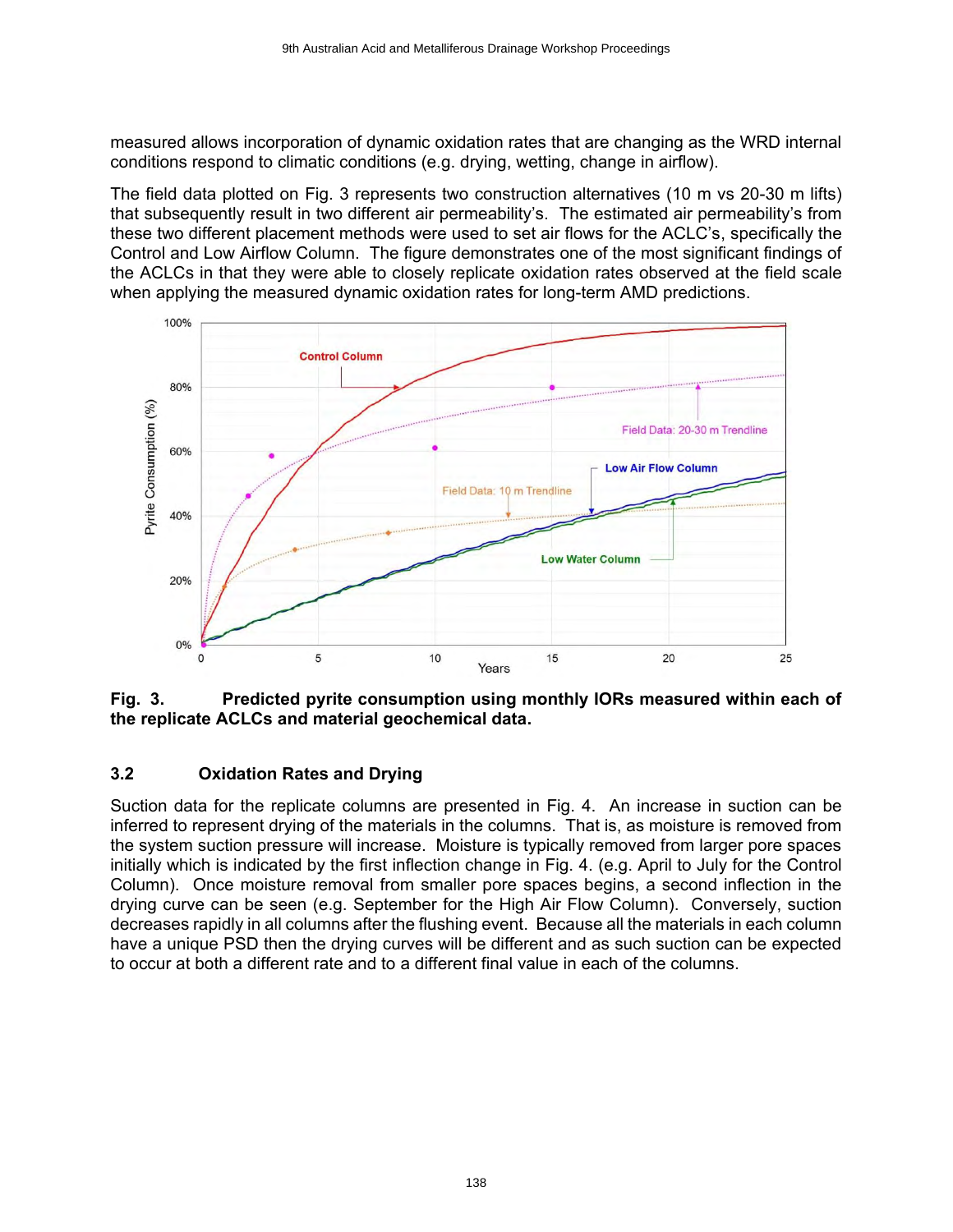measured allows incorporation of dynamic oxidation rates that are changing as the WRD internal conditions respond to climatic conditions (e.g. drying, wetting, change in airflow).

The field data plotted on Fig. 3 represents two construction alternatives (10 m vs 20-30 m lifts) that subsequently result in two different air permeability's. The estimated air permeability's from these two different placement methods were used to set air flows for the ACLC's, specifically the Control and Low Airflow Column. The figure demonstrates one of the most significant findings of the ACLCs in that they were able to closely replicate oxidation rates observed at the field scale when applying the measured dynamic oxidation rates for long-term AMD predictions.

**Fig. 3. Predicted pyrite consumption using monthly IORs measured within each of the replicate ACLCs and material geochemical data.**

## 3.2 Oxidation Rates and Drying

Suction data for the replicate columns are presented in Fig. 4. An increase in suction can be inferred to represent drying of the materials in the columns. That is, as moisture is removed from the system suction pressure will increase. Moisture is typically removed from larger pore spaces initially which is indicated by the first inflection change in Fig. 4. (e.g. April to July for the Control Column). Once moisture removal from smaller pore spaces begins, a second inflection in the drying curve can be seen (e.g. September for the High Air Flow Column). Conversely, suction decreases rapidly in all columns after the flushing event. Because all the materials in each column have a unique PSD then the drying curves will be different and as such suction can be expected to occur at both a different rate and to a different final value in each of the columns.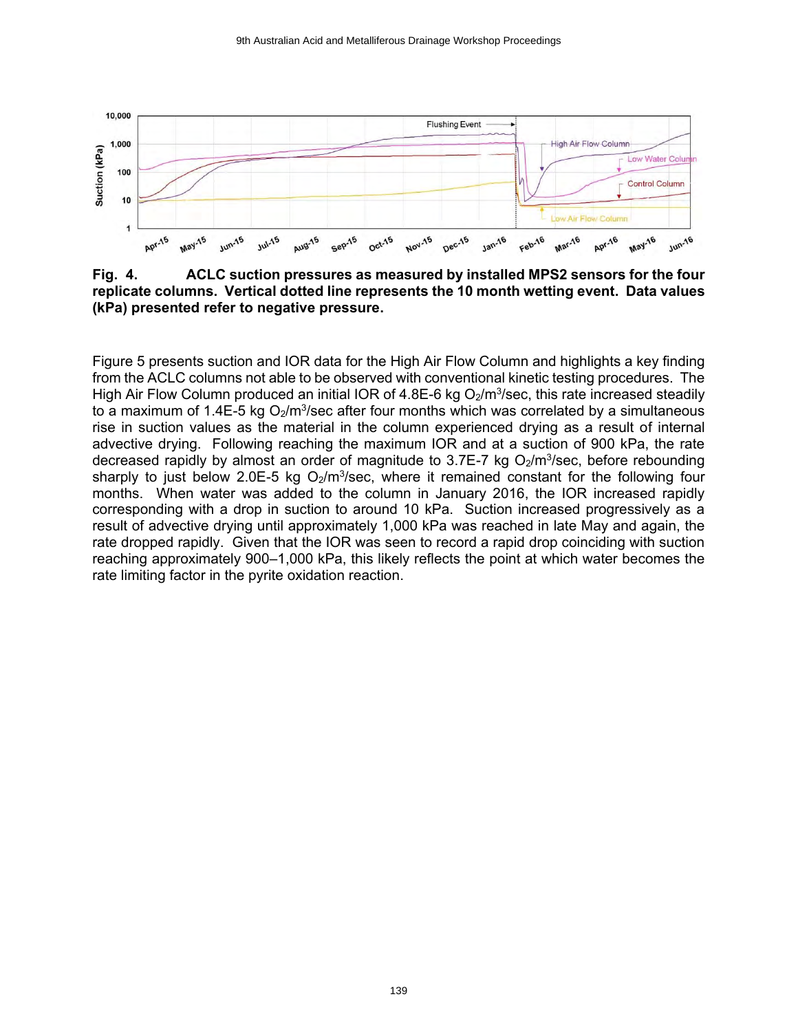**Fig. 4. ACLC suction pressures as measured by installed MPS2 sensors for the four replicate columns. Vertical dotted line represents the 10 month wetting event. Data values (kPa) presented refer to negative pressure.**

Figure 5 presents suction and IOR data for the High Air Flow Column and highlights a key finding from the ACLC columns not able to be observed with conventional kinetic testing procedures. The High Air Flow Column produced an initial IOR of 4.8E-6 kg $O_2/m^3$/sec, this rate increased steadily to a maximum of 1.4E-5 kg $O_2/m^3$/sec after four months which was correlated by a simultaneous rise in suction values as the material in the column experienced drying as a result of internal advective drying. Following reaching the maximum IOR and at a suction of 900 kPa, the rate decreased rapidly by almost an order of magnitude to 3.7E-7 kg $O_2/m^3$/sec, before rebounding sharply to just below 2.0E-5 kg $O_2/m^3$/sec, where it remained constant for the following four months. When water was added to the column in January 2016, the IOR increased rapidly corresponding with a drop in suction to around 10 kPa. Suction increased progressively as a result of advective drying until approximately 1,000 kPa was reached in late May and again, the rate dropped rapidly. Given that the IOR was seen to record a rapid drop coinciding with suction reaching approximately 900–1,000 kPa, this likely reflects the point at which water becomes the rate limiting factor in the pyrite oxidation reaction.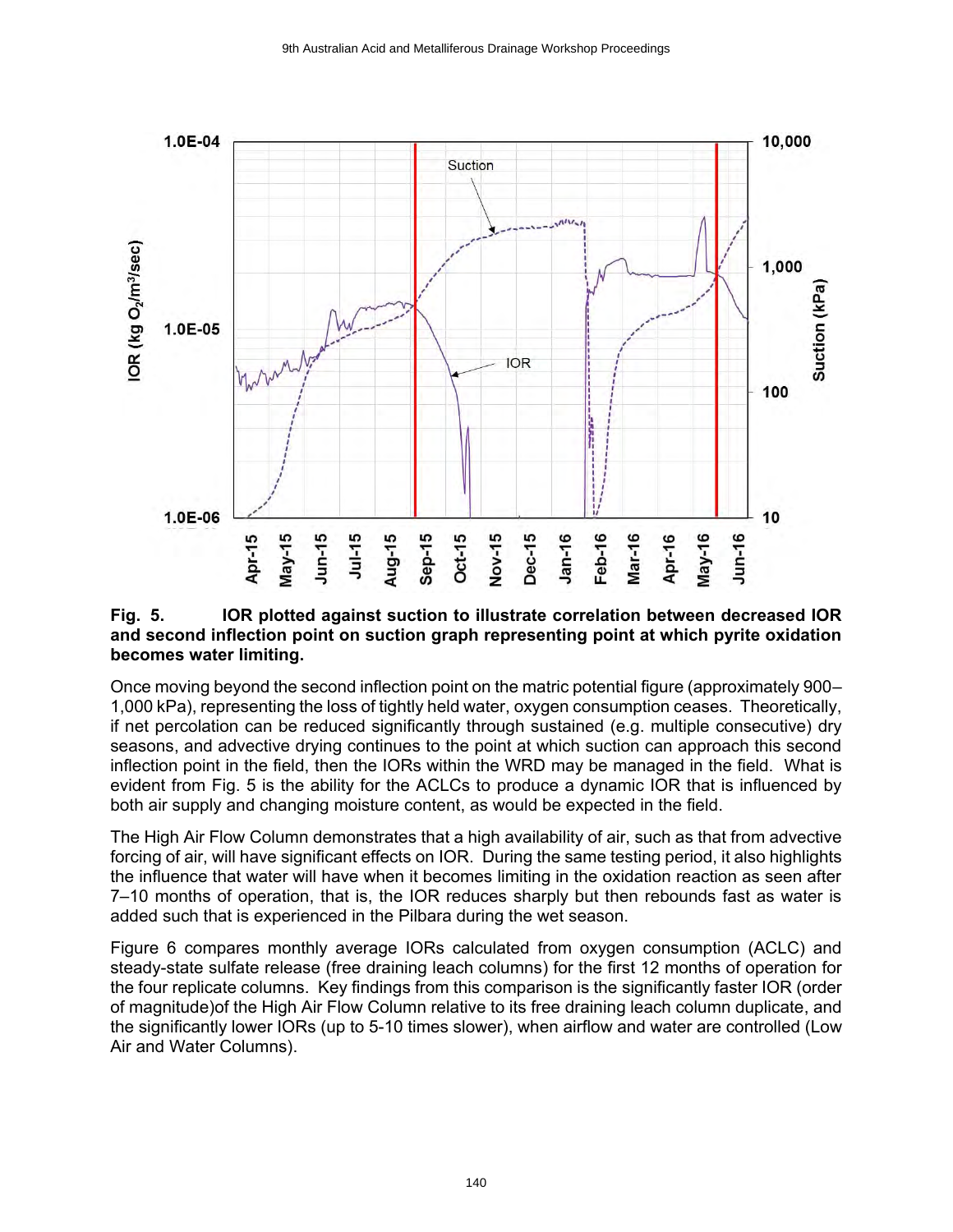**Fig. 5.** **IOR plotted against suction to illustrate correlation between decreased IOR and second inflection point on suction graph representing point at which pyrite oxidation becomes water limiting.**

Once moving beyond the second inflection point on the matric potential figure (approximately 900–1,000 kPa), representing the loss of tightly held water, oxygen consumption ceases. Theoretically, if net percolation can be reduced significantly through sustained (e.g. multiple consecutive) dry seasons, and advective drying continues to the point at which suction can approach this second inflection point in the field, then the IORs within the WRD may be managed in the field. What is evident from Fig. 5 is the ability for the ACLCs to produce a dynamic IOR that is influenced by both air supply and changing moisture content, as would be expected in the field.

The High Air Flow Column demonstrates that a high availability of air, such as that from advective forcing of air, will have significant effects on IOR. During the same testing period, it also highlights the influence that water will have when it becomes limiting in the oxidation reaction as seen after 7–10 months of operation, that is, the IOR reduces sharply but then rebounds fast as water is added such that is experienced in the Pilbara during the wet season.

Figure 6 compares monthly average IORs calculated from oxygen consumption (ACLC) and steady-state sulfate release (free draining leach columns) for the first 12 months of operation for the four replicate columns. Key findings from this comparison is the significantly faster IOR (order of magnitude)of the High Air Flow Column relative to its free draining leach column duplicate, and the significantly lower IORs (up to 5-10 times slower), when airflow and water are controlled (Low Air and Water Columns).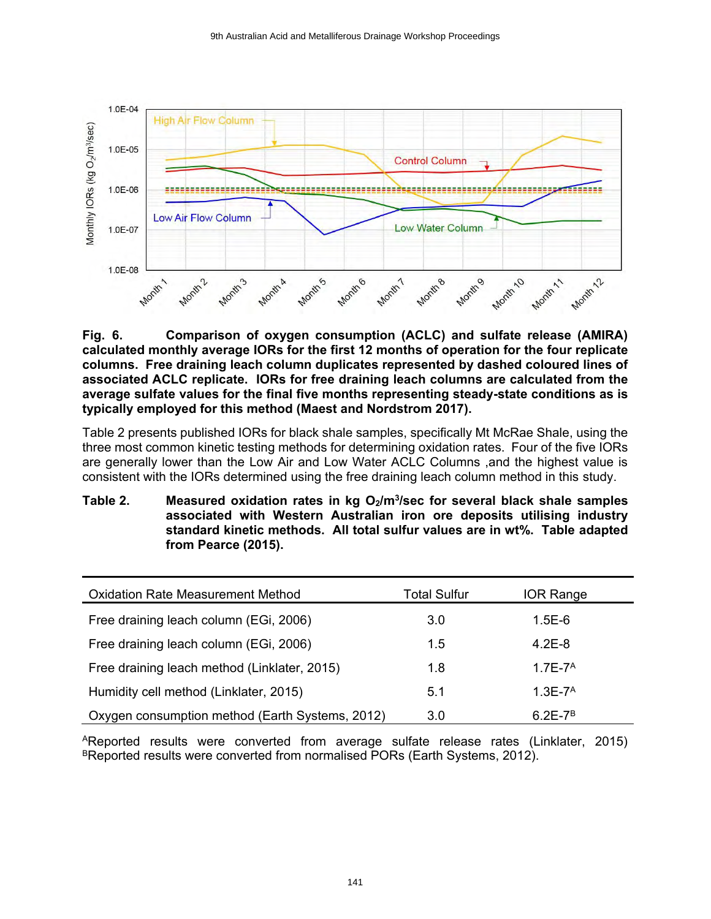**Fig. 6. Comparison of oxygen consumption (ACLC) and sulfate release (AMIRA) calculated monthly average IORs for the first 12 months of operation for the four replicate columns. Free draining leach column duplicates represented by dashed coloured lines of associated ACLC replicate. IORs for free draining leach columns are calculated from the average sulfate values for the final five months representing steady-state conditions as is typically employed for this method (Maest and Nordstrom 2017).**

Table 2 presents published IORs for black shale samples, specifically Mt McRae Shale, using the three most common kinetic testing methods for determining oxidation rates. Four of the five IORs are generally lower than the Low Air and Low Water ACLC Columns ,and the highest value is consistent with the IORs determined using the free draining leach column method in this study.

**Table 2. Measured oxidation rates in kg $O_2/m^3/sec$ for several black shale samples associated with Western Australian iron ore deposits utilising industry standard kinetic methods. All total sulfur values are in wt%. Table adapted from Pearce (2015).**

| Oxidation Rate Measurement Method | Total Sulfur | IOR Range |
|---|---|---|
| Free draining leach column (EGi, 2006) | 3.0 | 1.5E-6 |
| Free draining leach column (EGi, 2006) | 1.5 | 4.2E-8 |
| Free draining leach method (Linklater, 2015) | 1.8 | 1.7E-7[A] |
| Humidity cell method (Linklater, 2015) | 5.1 | 1.3E-7[A] |
| Oxygen consumption method (Earth Systems, 2012) | 3.0 | 6.2E-7[B] |

[A]Reported results were converted from average sulfate release rates (Linklater, 2015)
[B]Reported results were converted from normalised PORs (Earth Systems, 2012).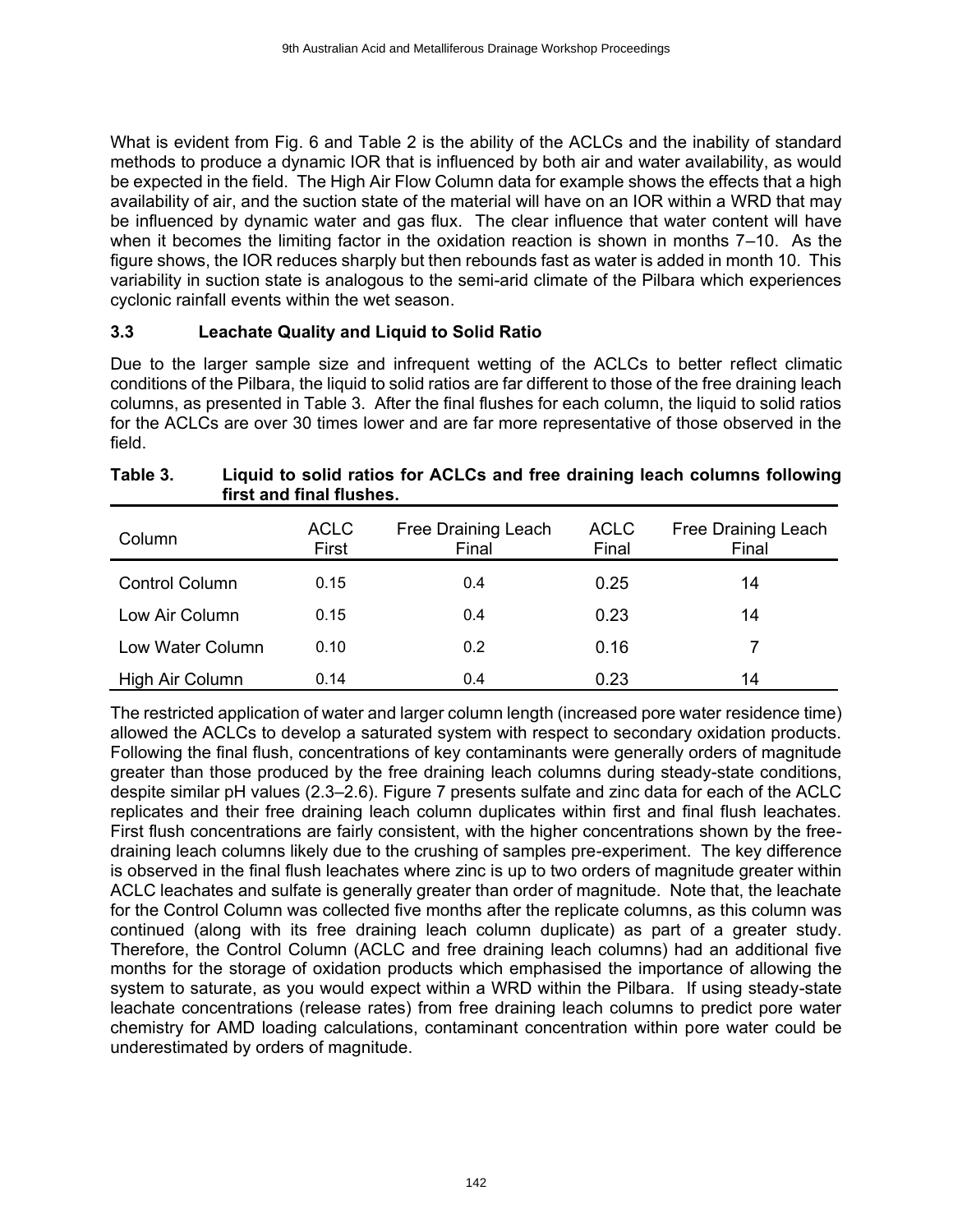What is evident from Fig. 6 and Table 2 is the ability of the ACLCs and the inability of standard methods to produce a dynamic IOR that is influenced by both air and water availability, as would be expected in the field. The High Air Flow Column data for example shows the effects that a high availability of air, and the suction state of the material will have on an IOR within a WRD that may be influenced by dynamic water and gas flux. The clear influence that water content will have when it becomes the limiting factor in the oxidation reaction is shown in months 7–10. As the figure shows, the IOR reduces sharply but then rebounds fast as water is added in month 10. This variability in suction state is analogous to the semi-arid climate of the Pilbara which experiences cyclonic rainfall events within the wet season.

### 3.3 Leachate Quality and Liquid to Solid Ratio

Due to the larger sample size and infrequent wetting of the ACLCs to better reflect climatic conditions of the Pilbara, the liquid to solid ratios are far different to those of the free draining leach columns, as presented in Table 3. After the final flushes for each column, the liquid to solid ratios for the ACLCs are over 30 times lower and are far more representative of those observed in the field.

**Table 3. Liquid to solid ratios for ACLCs and free draining leach columns following first and final flushes.**

| Column | ACLC First | Free Draining Leach Final | ACLC Final | Free Draining Leach Final |
|---|---|---|---|---|
| Control Column | 0.15 | 0.4 | 0.25 | 14 |
| Low Air Column | 0.15 | 0.4 | 0.23 | 14 |
| Low Water Column | 0.10 | 0.2 | 0.16 | 7 |
| High Air Column | 0.14 | 0.4 | 0.23 | 14 |

The restricted application of water and larger column length (increased pore water residence time) allowed the ACLCs to develop a saturated system with respect to secondary oxidation products. Following the final flush, concentrations of key contaminants were generally orders of magnitude greater than those produced by the free draining leach columns during steady-state conditions, despite similar pH values (2.3–2.6). Figure 7 presents sulfate and zinc data for each of the ACLC replicates and their free draining leach column duplicates within first and final flush leachates. First flush concentrations are fairly consistent, with the higher concentrations shown by the free-draining leach columns likely due to the crushing of samples pre-experiment. The key difference is observed in the final flush leachates where zinc is up to two orders of magnitude greater within ACLC leachates and sulfate is generally greater than order of magnitude. Note that, the leachate for the Control Column was collected five months after the replicate columns, as this column was continued (along with its free draining leach column duplicate) as part of a greater study. Therefore, the Control Column (ACLC and free draining leach columns) had an additional five months for the storage of oxidation products which emphasised the importance of allowing the system to saturate, as you would expect within a WRD within the Pilbara. If using steady-state leachate concentrations (release rates) from free draining leach columns to predict pore water chemistry for AMD loading calculations, contaminant concentration within pore water could be underestimated by orders of magnitude.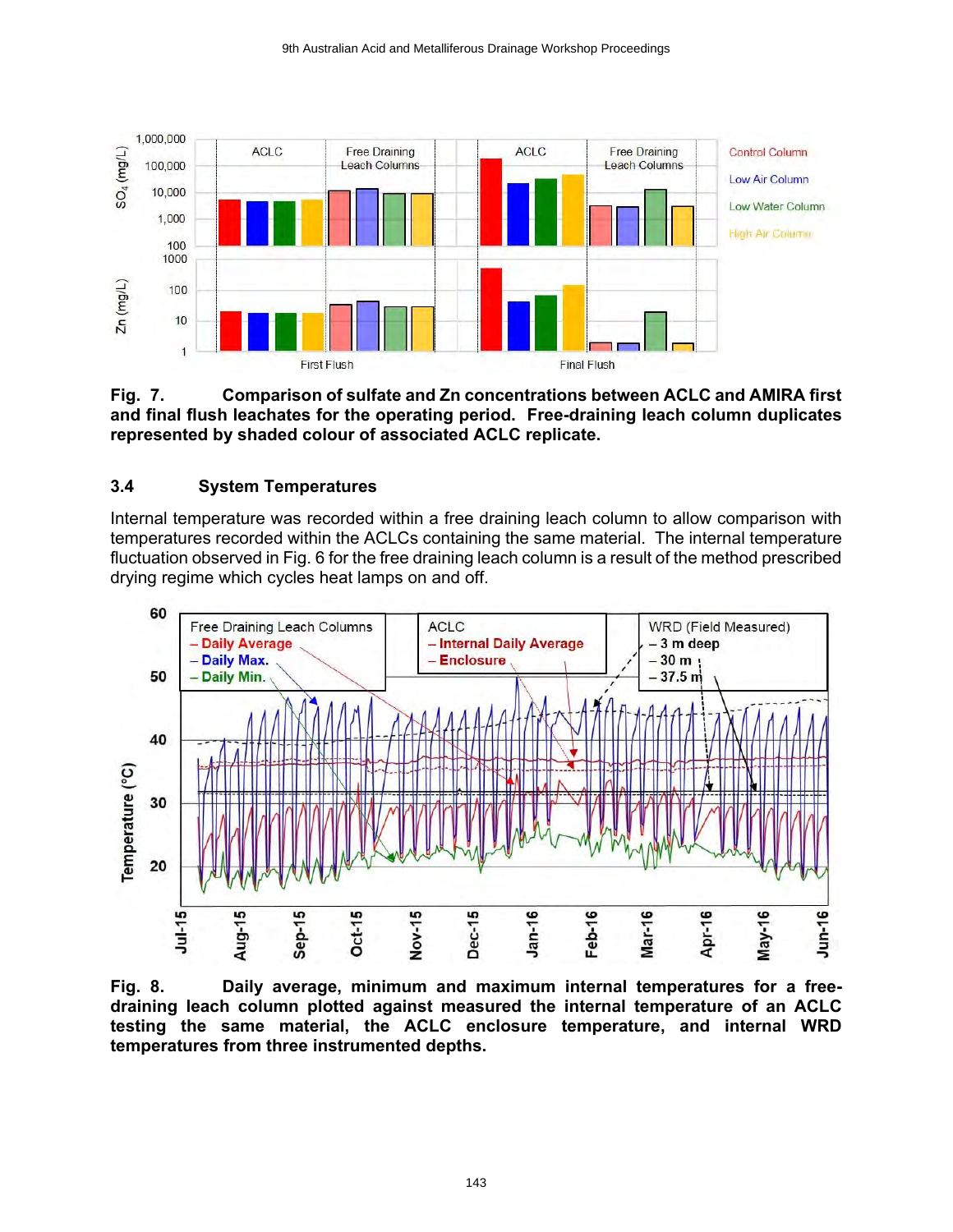**Fig. 7. Comparison of sulfate and Zn concentrations between ACLC and AMIRA first and final flush leachates for the operating period. Free-draining leach column duplicates represented by shaded colour of associated ACLC replicate.**

### 3.4 System Temperatures

Internal temperature was recorded within a free draining leach column to allow comparison with temperatures recorded within the ACLCs containing the same material. The internal temperature fluctuation observed in Fig. 6 for the free draining leach column is a result of the method prescribed drying regime which cycles heat lamps on and off.

**Fig. 8. Daily average, minimum and maximum internal temperatures for a free-draining leach column plotted against measured the internal temperature of an ACLC testing the same material, the ACLC enclosure temperature, and internal WRD temperatures from three instrumented depths.**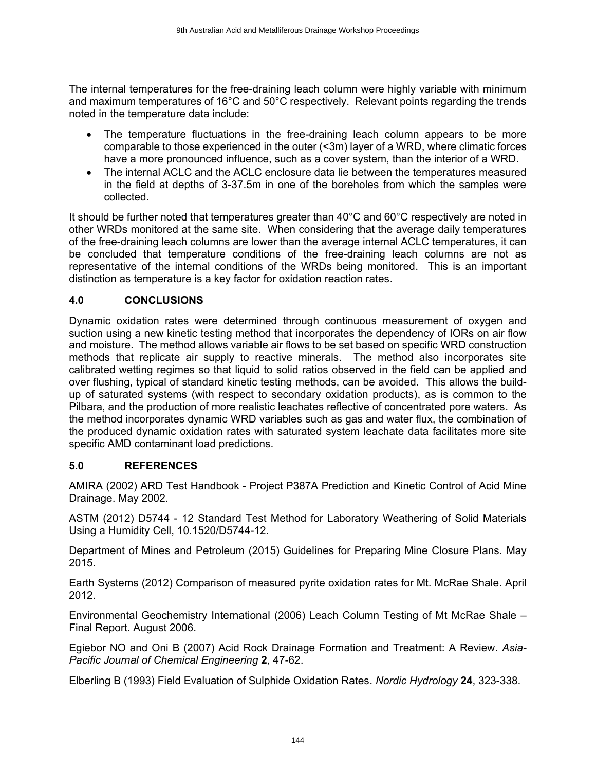The internal temperatures for the free-draining leach column were highly variable with minimum and maximum temperatures of 16°C and 50°C respectively. Relevant points regarding the trends noted in the temperature data include:

- The temperature fluctuations in the free-draining leach column appears to be more comparable to those experienced in the outer (<3m) layer of a WRD, where climatic forces have a more pronounced influence, such as a cover system, than the interior of a WRD.
- The internal ACLC and the ACLC enclosure data lie between the temperatures measured in the field at depths of 3-37.5m in one of the boreholes from which the samples were collected.

It should be further noted that temperatures greater than 40°C and 60°C respectively are noted in other WRDs monitored at the same site. When considering that the average daily temperatures of the free-draining leach columns are lower than the average internal ACLC temperatures, it can be concluded that temperature conditions of the free-draining leach columns are not as representative of the internal conditions of the WRDs being monitored. This is an important distinction as temperature is a key factor for oxidation reaction rates.

## 4.0 CONCLUSIONS

Dynamic oxidation rates were determined through continuous measurement of oxygen and suction using a new kinetic testing method that incorporates the dependency of IORs on air flow and moisture. The method allows variable air flows to be set based on specific WRD construction methods that replicate air supply to reactive minerals. The method also incorporates site calibrated wetting regimes so that liquid to solid ratios observed in the field can be applied and over flushing, typical of standard kinetic testing methods, can be avoided. This allows the build-up of saturated systems (with respect to secondary oxidation products), as is common to the Pilbara, and the production of more realistic leachates reflective of concentrated pore waters. As the method incorporates dynamic WRD variables such as gas and water flux, the combination of the produced dynamic oxidation rates with saturated system leachate data facilitates more site specific AMD contaminant load predictions.

## 5.0 REFERENCES

AMIRA (2002) ARD Test Handbook - Project P387A Prediction and Kinetic Control of Acid Mine Drainage. May 2002.

ASTM (2012) D5744 - 12 Standard Test Method for Laboratory Weathering of Solid Materials Using a Humidity Cell, 10.1520/D5744-12.

Department of Mines and Petroleum (2015) Guidelines for Preparing Mine Closure Plans. May 2015.

Earth Systems (2012) Comparison of measured pyrite oxidation rates for Mt. McRae Shale. April 2012.

Environmental Geochemistry International (2006) Leach Column Testing of Mt McRae Shale – Final Report. August 2006.

Egiebor NO and Oni B (2007) Acid Rock Drainage Formation and Treatment: A Review. *Asia-Pacific Journal of Chemical Engineering* **2**, 47-62.

Elberling B (1993) Field Evaluation of Sulphide Oxidation Rates. *Nordic Hydrology* **24**, 323-338.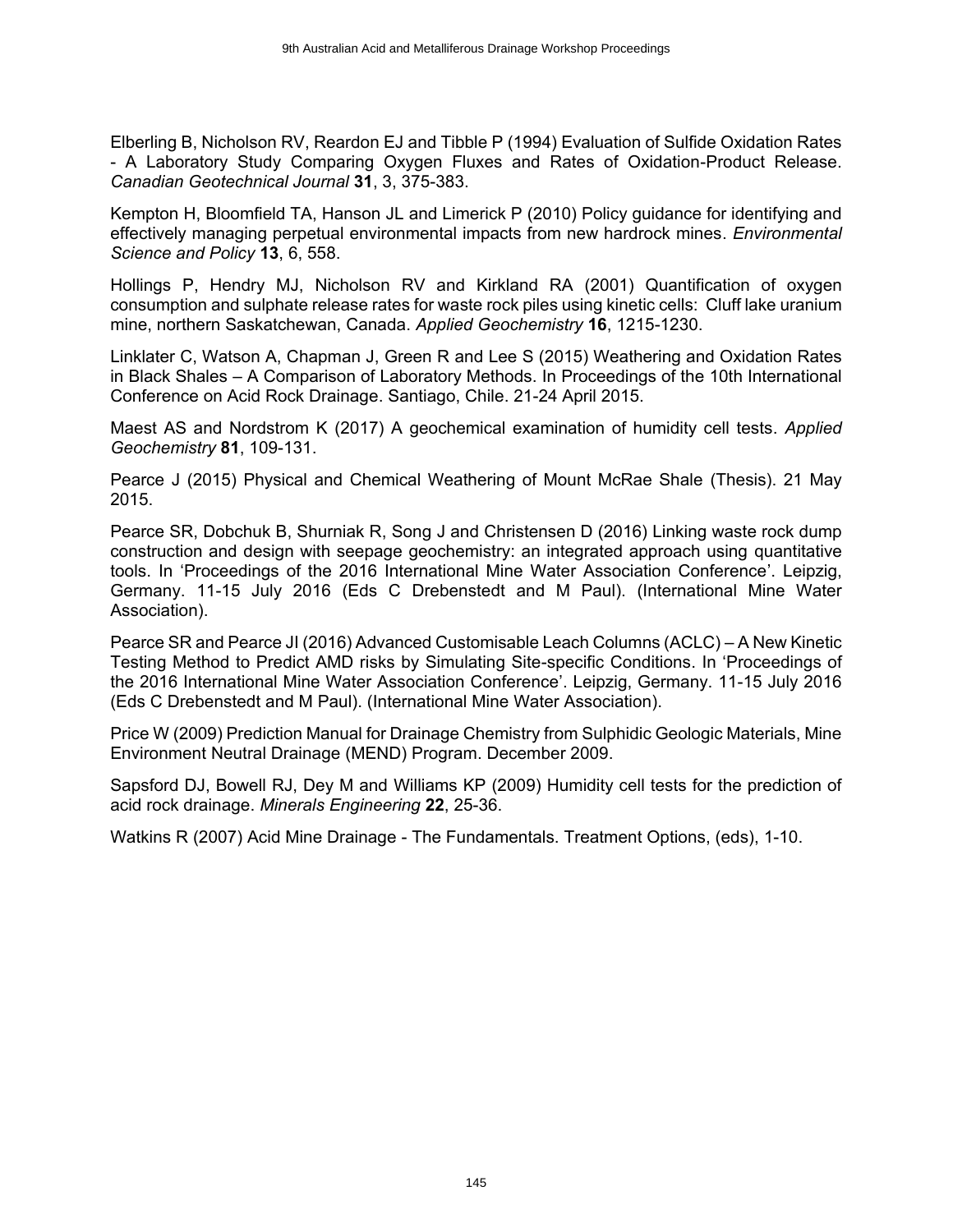Elberling B, Nicholson RV, Reardon EJ and Tibble P (1994) Evaluation of Sulfide Oxidation Rates - A Laboratory Study Comparing Oxygen Fluxes and Rates of Oxidation-Product Release. *Canadian Geotechnical Journal* **31**, 3, 375-383.

Kempton H, Bloomfield TA, Hanson JL and Limerick P (2010) Policy guidance for identifying and effectively managing perpetual environmental impacts from new hardrock mines. *Environmental Science and Policy* **13**, 6, 558.

Hollings P, Hendry MJ, Nicholson RV and Kirkland RA (2001) Quantification of oxygen consumption and sulphate release rates for waste rock piles using kinetic cells: Cluff lake uranium mine, northern Saskatchewan, Canada. *Applied Geochemistry* **16**, 1215-1230.

Linklater C, Watson A, Chapman J, Green R and Lee S (2015) Weathering and Oxidation Rates in Black Shales – A Comparison of Laboratory Methods. In Proceedings of the 10th International Conference on Acid Rock Drainage. Santiago, Chile. 21-24 April 2015.

Maest AS and Nordstrom K (2017) A geochemical examination of humidity cell tests. *Applied Geochemistry* **81**, 109-131.

Pearce J (2015) Physical and Chemical Weathering of Mount McRae Shale (Thesis). 21 May 2015.

Pearce SR, Dobchuk B, Shurniak R, Song J and Christensen D (2016) Linking waste rock dump construction and design with seepage geochemistry: an integrated approach using quantitative tools. In 'Proceedings of the 2016 International Mine Water Association Conference'. Leipzig, Germany. 11-15 July 2016 (Eds C Drebenstedt and M Paul). (International Mine Water Association).

Pearce SR and Pearce JI (2016) Advanced Customisable Leach Columns (ACLC) – A New Kinetic Testing Method to Predict AMD risks by Simulating Site-specific Conditions. In 'Proceedings of the 2016 International Mine Water Association Conference'. Leipzig, Germany. 11-15 July 2016 (Eds C Drebenstedt and M Paul). (International Mine Water Association).

Price W (2009) Prediction Manual for Drainage Chemistry from Sulphidic Geologic Materials, Mine Environment Neutral Drainage (MEND) Program. December 2009.

Sapsford DJ, Bowell RJ, Dey M and Williams KP (2009) Humidity cell tests for the prediction of acid rock drainage. *Minerals Engineering* **22**, 25-36.

Watkins R (2007) Acid Mine Drainage - The Fundamentals. Treatment Options, (eds), 1-10.